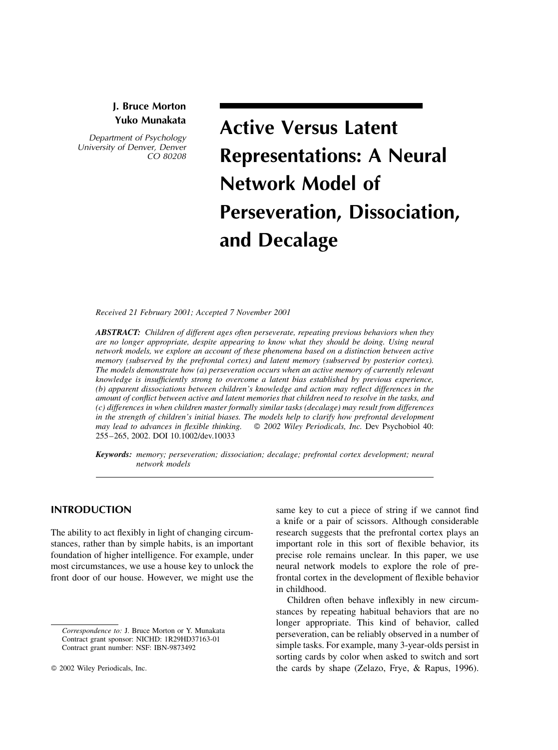**J. Bruce Morton**
**Yuko Munakata**

*Department of Psychology*
*University of Denver, Denver*
*CO 80208*

# Active Versus Latent Representations: A Neural Network Model of Perseveration, Dissociation, and Decalage

*Received 21 February 2001; Accepted 7 November 2001*

***ABSTRACT:*** *Children of different ages often perseverate, repeating previous behaviors when they are no longer appropriate, despite appearing to know what they should be doing. Using neural network models, we explore an account of these phenomena based on a distinction between active memory (subserved by the prefrontal cortex) and latent memory (subserved by posterior cortex). The models demonstrate how (a) perseveration occurs when an active memory of currently relevant knowledge is insufficiently strong to overcome a latent bias established by previous experience, (b) apparent dissociations between children's knowledge and action may reflect differences in the amount of conflict between active and latent memories that children need to resolve in the tasks, and (c) differences in when children master formally similar tasks (decalage) may result from differences in the strength of children's initial biases. The models help to clarify how prefrontal development may lead to advances in flexible thinking.* © *2002 Wiley Periodicals, Inc.* Dev Psychobiol 40: 255–265, 2002. DOI 10.1002/dev.10033

***Keywords:*** *memory; perseveration; dissociation; decalage; prefrontal cortex development; neural network models*

## INTRODUCTION

The ability to act flexibly in light of changing circumstances, rather than by simple habits, is an important foundation of higher intelligence. For example, under most circumstances, we use a house key to unlock the front door of our house. However, we might use the same key to cut a piece of string if we cannot find a knife or a pair of scissors. Although considerable research suggests that the prefrontal cortex plays an important role in this sort of flexible behavior, its precise role remains unclear. In this paper, we use neural network models to explore the role of prefrontal cortex in the development of flexible behavior in childhood.

Children often behave inflexibly in new circumstances by repeating habitual behaviors that are no longer appropriate. This kind of behavior, called perseveration, can be reliably observed in a number of simple tasks. For example, many 3-year-olds persist in sorting cards by color when asked to switch and sort the cards by shape (Zelazo, Frye, & Rapus, 1996).

*Correspondence to:* J. Bruce Morton or Y. Munakata
Contract grant sponsor: NICHD: 1R29HD37163-01
Contract grant number: NSF: IBN-9873492

© 2002 Wiley Periodicals, Inc.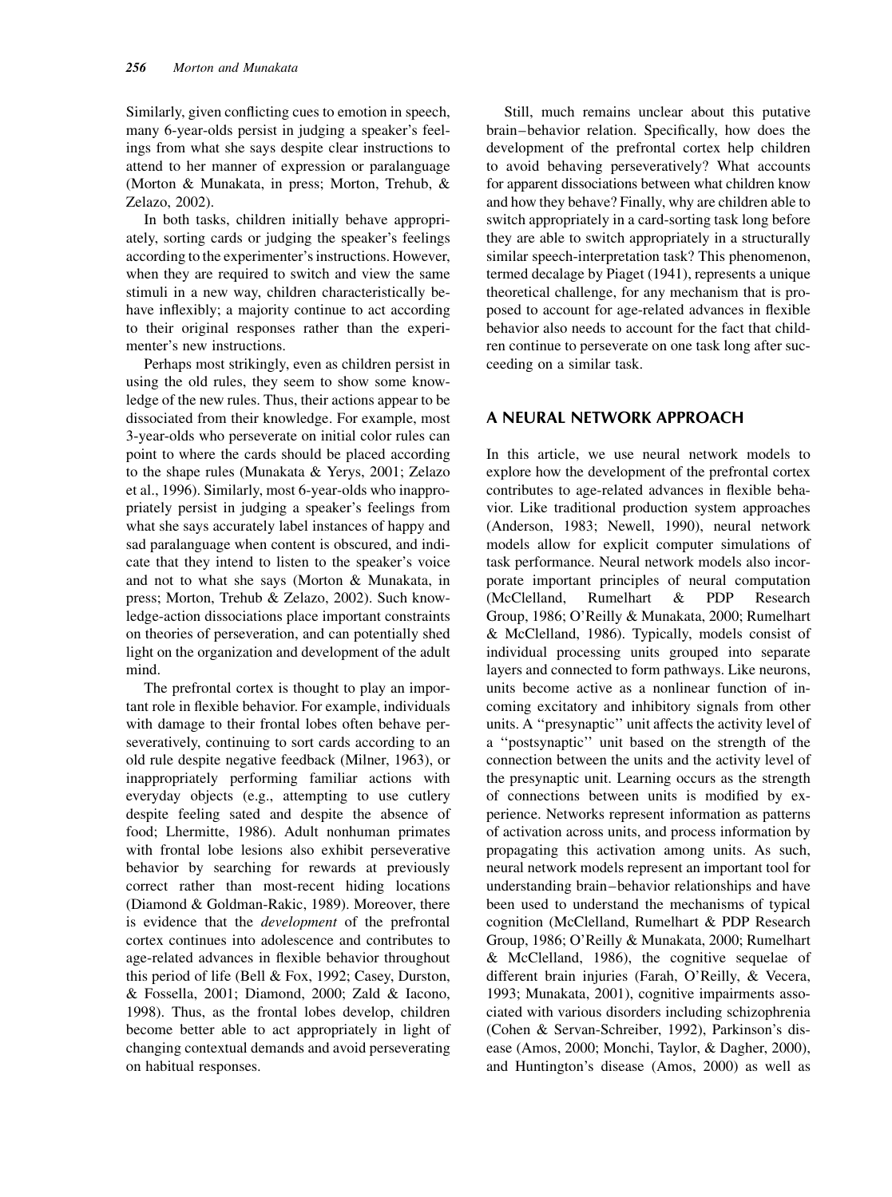Similarly, given conflicting cues to emotion in speech, many 6-year-olds persist in judging a speaker's feelings from what she says despite clear instructions to attend to her manner of expression or paralanguage (Morton & Munakata, in press; Morton, Trehub, & Zelazo, 2002).

In both tasks, children initially behave appropriately, sorting cards or judging the speaker's feelings according to the experimenter's instructions. However, when they are required to switch and view the same stimuli in a new way, children characteristically behave inflexibly; a majority continue to act according to their original responses rather than the experimenter's new instructions.

Perhaps most strikingly, even as children persist in using the old rules, they seem to show some knowledge of the new rules. Thus, their actions appear to be dissociated from their knowledge. For example, most 3-year-olds who perseverate on initial color rules can point to where the cards should be placed according to the shape rules (Munakata & Yerys, 2001; Zelazo et al., 1996). Similarly, most 6-year-olds who inappropriately persist in judging a speaker's feelings from what she says accurately label instances of happy and sad paralanguage when content is obscured, and indicate that they intend to listen to the speaker's voice and not to what she says (Morton & Munakata, in press; Morton, Trehub & Zelazo, 2002). Such knowledge-action dissociations place important constraints on theories of perseveration, and can potentially shed light on the organization and development of the adult mind.

The prefrontal cortex is thought to play an important role in flexible behavior. For example, individuals with damage to their frontal lobes often behave perseveratively, continuing to sort cards according to an old rule despite negative feedback (Milner, 1963), or inappropriately performing familiar actions with everyday objects (e.g., attempting to use cutlery despite feeling sated and despite the absence of food; Lhermitte, 1986). Adult nonhuman primates with frontal lobe lesions also exhibit perseverative behavior by searching for rewards at previously correct rather than most-recent hiding locations (Diamond & Goldman-Rakic, 1989). Moreover, there is evidence that the *development* of the prefrontal cortex continues into adolescence and contributes to age-related advances in flexible behavior throughout this period of life (Bell & Fox, 1992; Casey, Durston, & Fossella, 2001; Diamond, 2000; Zald & Iacono, 1998). Thus, as the frontal lobes develop, children become better able to act appropriately in light of changing contextual demands and avoid perseverating on habitual responses.

Still, much remains unclear about this putative brain–behavior relation. Specifically, how does the development of the prefrontal cortex help children to avoid behaving perseveratively? What accounts for apparent dissociations between what children know and how they behave? Finally, why are children able to switch appropriately in a card-sorting task long before they are able to switch appropriately in a structurally similar speech-interpretation task? This phenomenon, termed decalage by Piaget (1941), represents a unique theoretical challenge, for any mechanism that is proposed to account for age-related advances in flexible behavior also needs to account for the fact that children continue to perseverate on one task long after succeeding on a similar task.

## A NEURAL NETWORK APPROACH

In this article, we use neural network models to explore how the development of the prefrontal cortex contributes to age-related advances in flexible behavior. Like traditional production system approaches (Anderson, 1983; Newell, 1990), neural network models allow for explicit computer simulations of task performance. Neural network models also incorporate important principles of neural computation (McClelland, Rumelhart & PDP Research Group, 1986; O'Reilly & Munakata, 2000; Rumelhart & McClelland, 1986). Typically, models consist of individual processing units grouped into separate layers and connected to form pathways. Like neurons, units become active as a nonlinear function of incoming excitatory and inhibitory signals from other units. A "presynaptic" unit affects the activity level of a "postsynaptic" unit based on the strength of the connection between the units and the activity level of the presynaptic unit. Learning occurs as the strength of connections between units is modified by experience. Networks represent information as patterns of activation across units, and process information by propagating this activation among units. As such, neural network models represent an important tool for understanding brain–behavior relationships and have been used to understand the mechanisms of typical cognition (McClelland, Rumelhart & PDP Research Group, 1986; O'Reilly & Munakata, 2000; Rumelhart & McClelland, 1986), the cognitive sequelae of different brain injuries (Farah, O'Reilly, & Vecera, 1993; Munakata, 2001), cognitive impairments associated with various disorders including schizophrenia (Cohen & Servan-Schreiber, 1992), Parkinson's disease (Amos, 2000; Monchi, Taylor, & Dagher, 2000), and Huntington's disease (Amos, 2000) as well as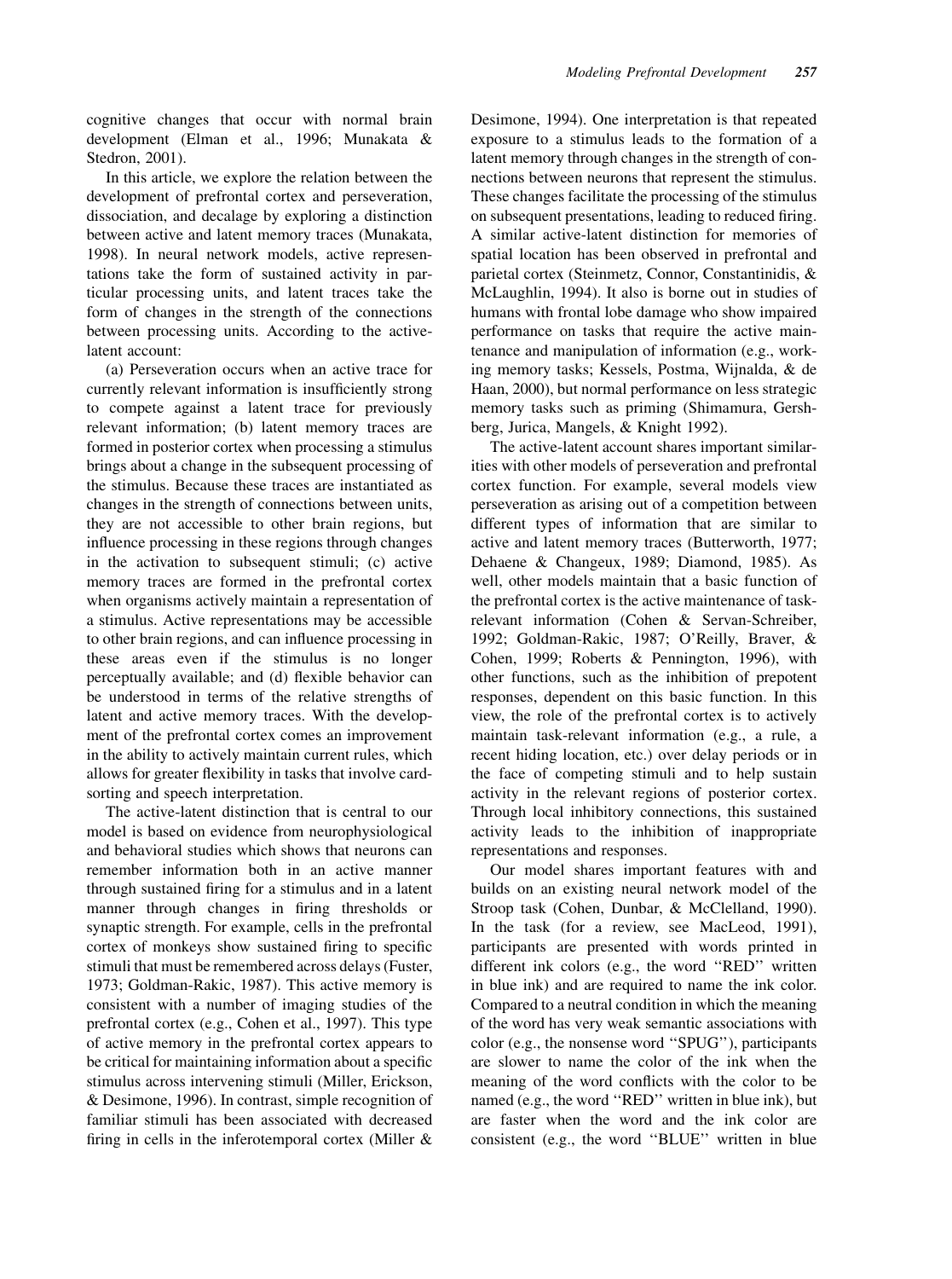cognitive changes that occur with normal brain development (Elman et al., 1996; Munakata & Stedron, 2001).

In this article, we explore the relation between the development of prefrontal cortex and perseveration, dissociation, and decalage by exploring a distinction between active and latent memory traces (Munakata, 1998). In neural network models, active representations take the form of sustained activity in particular processing units, and latent traces take the form of changes in the strength of the connections between processing units. According to the active-latent account:

(a) Perseveration occurs when an active trace for currently relevant information is insufficiently strong to compete against a latent trace for previously relevant information; (b) latent memory traces are formed in posterior cortex when processing a stimulus brings about a change in the subsequent processing of the stimulus. Because these traces are instantiated as changes in the strength of connections between units, they are not accessible to other brain regions, but influence processing in these regions through changes in the activation to subsequent stimuli; (c) active memory traces are formed in the prefrontal cortex when organisms actively maintain a representation of a stimulus. Active representations may be accessible to other brain regions, and can influence processing in these areas even if the stimulus is no longer perceptually available; and (d) flexible behavior can be understood in terms of the relative strengths of latent and active memory traces. With the development of the prefrontal cortex comes an improvement in the ability to actively maintain current rules, which allows for greater flexibility in tasks that involve card-sorting and speech interpretation.

The active-latent distinction that is central to our model is based on evidence from neurophysiological and behavioral studies which shows that neurons can remember information both in an active manner through sustained firing for a stimulus and in a latent manner through changes in firing thresholds or synaptic strength. For example, cells in the prefrontal cortex of monkeys show sustained firing to specific stimuli that must be remembered across delays (Fuster, 1973; Goldman-Rakic, 1987). This active memory is consistent with a number of imaging studies of the prefrontal cortex (e.g., Cohen et al., 1997). This type of active memory in the prefrontal cortex appears to be critical for maintaining information about a specific stimulus across intervening stimuli (Miller, Erickson, & Desimone, 1996). In contrast, simple recognition of familiar stimuli has been associated with decreased firing in cells in the inferotemporal cortex (Miller & Desimone, 1994). One interpretation is that repeated exposure to a stimulus leads to the formation of a latent memory through changes in the strength of connections between neurons that represent the stimulus. These changes facilitate the processing of the stimulus on subsequent presentations, leading to reduced firing. A similar active-latent distinction for memories of spatial location has been observed in prefrontal and parietal cortex (Steinmetz, Connor, Constantinidis, & McLaughlin, 1994). It also is borne out in studies of humans with frontal lobe damage who show impaired performance on tasks that require the active maintenance and manipulation of information (e.g., working memory tasks; Kessels, Postma, Wijnalda, & de Haan, 2000), but normal performance on less strategic memory tasks such as priming (Shimamura, Gershberg, Jurica, Mangels, & Knight 1992).

The active-latent account shares important similarities with other models of perseveration and prefrontal cortex function. For example, several models view perseveration as arising out of a competition between different types of information that are similar to active and latent memory traces (Butterworth, 1977; Dehaene & Changeux, 1989; Diamond, 1985). As well, other models maintain that a basic function of the prefrontal cortex is the active maintenance of task-relevant information (Cohen & Servan-Schreiber, 1992; Goldman-Rakic, 1987; O'Reilly, Braver, & Cohen, 1999; Roberts & Pennington, 1996), with other functions, such as the inhibition of prepotent responses, dependent on this basic function. In this view, the role of the prefrontal cortex is to actively maintain task-relevant information (e.g., a rule, a recent hiding location, etc.) over delay periods or in the face of competing stimuli and to help sustain activity in the relevant regions of posterior cortex. Through local inhibitory connections, this sustained activity leads to the inhibition of inappropriate representations and responses.

Our model shares important features with and builds on an existing neural network model of the Stroop task (Cohen, Dunbar, & McClelland, 1990). In the task (for a review, see MacLeod, 1991), participants are presented with words printed in different ink colors (e.g., the word "RED" written in blue ink) and are required to name the ink color. Compared to a neutral condition in which the meaning of the word has very weak semantic associations with color (e.g., the nonsense word "SPUG"), participants are slower to name the color of the ink when the meaning of the word conflicts with the color to be named (e.g., the word "RED" written in blue ink), but are faster when the word and the ink color are consistent (e.g., the word "BLUE" written in blue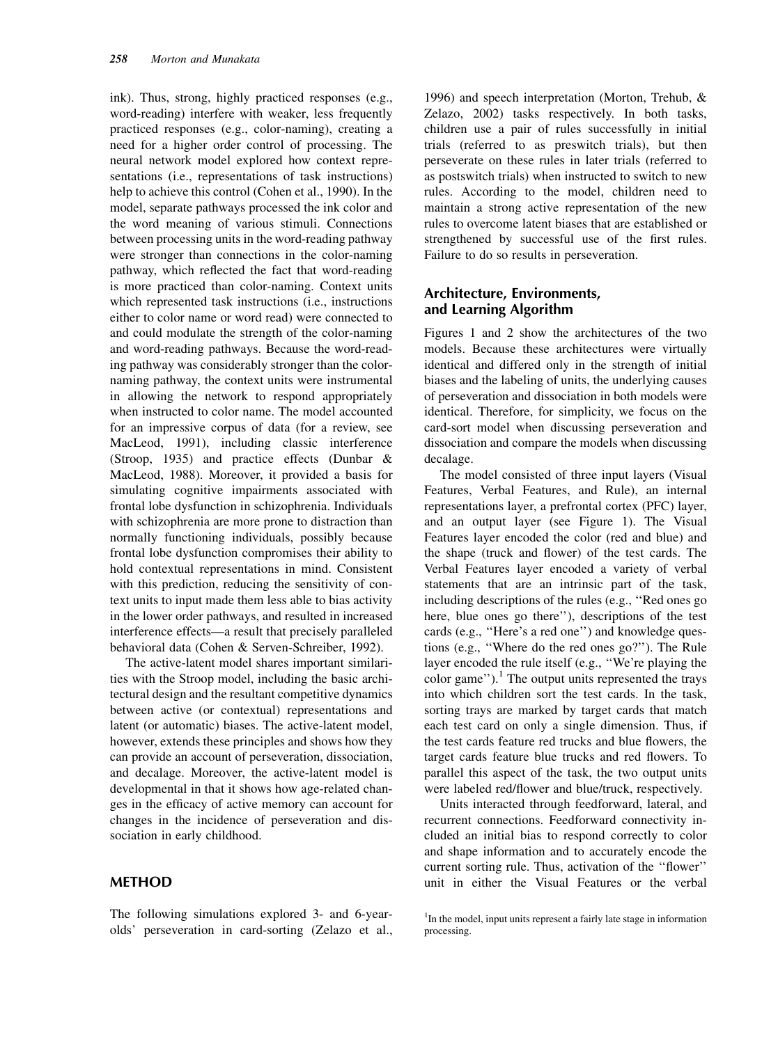ink). Thus, strong, highly practiced responses (e.g., word-reading) interfere with weaker, less frequently practiced responses (e.g., color-naming), creating a need for a higher order control of processing. The neural network model explored how context representations (i.e., representations of task instructions) help to achieve this control (Cohen et al., 1990). In the model, separate pathways processed the ink color and the word meaning of various stimuli. Connections between processing units in the word-reading pathway were stronger than connections in the color-naming pathway, which reflected the fact that word-reading is more practiced than color-naming. Context units which represented task instructions (i.e., instructions either to color name or word read) were connected to and could modulate the strength of the color-naming and word-reading pathways. Because the word-reading pathway was considerably stronger than the color-naming pathway, the context units were instrumental in allowing the network to respond appropriately when instructed to color name. The model accounted for an impressive corpus of data (for a review, see MacLeod, 1991), including classic interference (Stroop, 1935) and practice effects (Dunbar & MacLeod, 1988). Moreover, it provided a basis for simulating cognitive impairments associated with frontal lobe dysfunction in schizophrenia. Individuals with schizophrenia are more prone to distraction than normally functioning individuals, possibly because frontal lobe dysfunction compromises their ability to hold contextual representations in mind. Consistent with this prediction, reducing the sensitivity of context units to input made them less able to bias activity in the lower order pathways, and resulted in increased interference effects—a result that precisely paralleled behavioral data (Cohen & Serven-Schreiber, 1992).

The active-latent model shares important similarities with the Stroop model, including the basic architectural design and the resultant competitive dynamics between active (or contextual) representations and latent (or automatic) biases. The active-latent model, however, extends these principles and shows how they can provide an account of perseveration, dissociation, and decalage. Moreover, the active-latent model is developmental in that it shows how age-related changes in the efficacy of active memory can account for changes in the incidence of perseveration and dissociation in early childhood.

## METHOD

The following simulations explored 3- and 6-year-olds' perseveration in card-sorting (Zelazo et al., 1996) and speech interpretation (Morton, Trehub, & Zelazo, 2002) tasks respectively. In both tasks, children use a pair of rules successfully in initial trials (referred to as preswitch trials), but then perseverate on these rules in later trials (referred to as postswitch trials) when instructed to switch to new rules. According to the model, children need to maintain a strong active representation of the new rules to overcome latent biases that are established or strengthened by successful use of the first rules. Failure to do so results in perseveration.

### Architecture, Environments, and Learning Algorithm

Figures 1 and 2 show the architectures of the two models. Because these architectures were virtually identical and differed only in the strength of initial biases and the labeling of units, the underlying causes of perseveration and dissociation in both models were identical. Therefore, for simplicity, we focus on the card-sort model when discussing perseveration and dissociation and compare the models when discussing decalage.

The model consisted of three input layers (Visual Features, Verbal Features, and Rule), an internal representations layer, a prefrontal cortex (PFC) layer, and an output layer (see Figure 1). The Visual Features layer encoded the color (red and blue) and the shape (truck and flower) of the test cards. The Verbal Features layer encoded a variety of verbal statements that are an intrinsic part of the task, including descriptions of the rules (e.g., ''Red ones go here, blue ones go there''), descriptions of the test cards (e.g., ''Here's a red one'') and knowledge questions (e.g., ''Where do the red ones go?''). The Rule layer encoded the rule itself (e.g., ''We're playing the color game'').[1] The output units represented the trays into which children sort the test cards. In the task, sorting trays are marked by target cards that match each test card on only a single dimension. Thus, if the test cards feature red trucks and blue flowers, the target cards feature blue trucks and red flowers. To parallel this aspect of the task, the two output units were labeled red/flower and blue/truck, respectively.

Units interacted through feedforward, lateral, and recurrent connections. Feedforward connectivity included an initial bias to respond correctly to color and shape information and to accurately encode the current sorting rule. Thus, activation of the ''flower'' unit in either the Visual Features or the verbal

[1] In the model, input units represent a fairly late stage in information processing.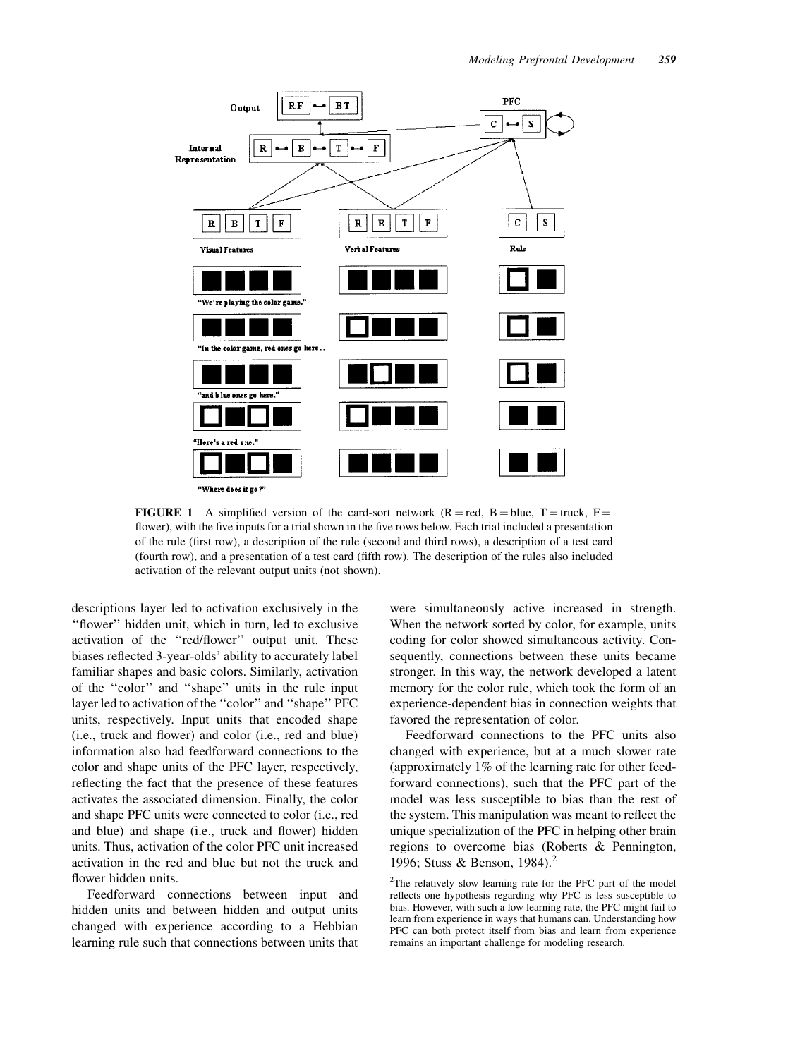FIGURE 1 A simplified version of the card-sort network (R = red, B = blue, T = truck, F = flower), with the five inputs for a trial shown in the five rows below. Each trial included a presentation of the rule (first row), a description of the rule (second and third rows), a description of a test card (fourth row), and a presentation of a test card (fifth row). The description of the rules also included activation of the relevant output units (not shown).

descriptions layer led to activation exclusively in the ''flower'' hidden unit, which in turn, led to exclusive activation of the ''red/flower'' output unit. These biases reflected 3-year-olds' ability to accurately label familiar shapes and basic colors. Similarly, activation of the ''color'' and ''shape'' units in the rule input layer led to activation of the ''color'' and ''shape'' PFC units, respectively. Input units that encoded shape (i.e., truck and flower) and color (i.e., red and blue) information also had feedforward connections to the color and shape units of the PFC layer, respectively, reflecting the fact that the presence of these features activates the associated dimension. Finally, the color and shape PFC units were connected to color (i.e., red and blue) and shape (i.e., truck and flower) hidden units. Thus, activation of the color PFC unit increased activation in the red and blue but not the truck and flower hidden units.

Feedforward connections between input and hidden units and between hidden and output units changed with experience according to a Hebbian learning rule such that connections between units that were simultaneously active increased in strength. When the network sorted by color, for example, units coding for color showed simultaneous activity. Consequently, connections between these units became stronger. In this way, the network developed a latent memory for the color rule, which took the form of an experience-dependent bias in connection weights that favored the representation of color.

Feedforward connections to the PFC units also changed with experience, but at a much slower rate (approximately 1% of the learning rate for other feedforward connections), such that the PFC part of the model was less susceptible to bias than the rest of the system. This manipulation was meant to reflect the unique specialization of the PFC in helping other brain regions to overcome bias (Roberts & Pennington, 1996; Stuss & Benson, 1984).[2]

[2]The relatively slow learning rate for the PFC part of the model reflects one hypothesis regarding why PFC is less susceptible to bias. However, with such a low learning rate, the PFC might fail to learn from experience in ways that humans can. Understanding how PFC can both protect itself from bias and learn from experience remains an important challenge for modeling research.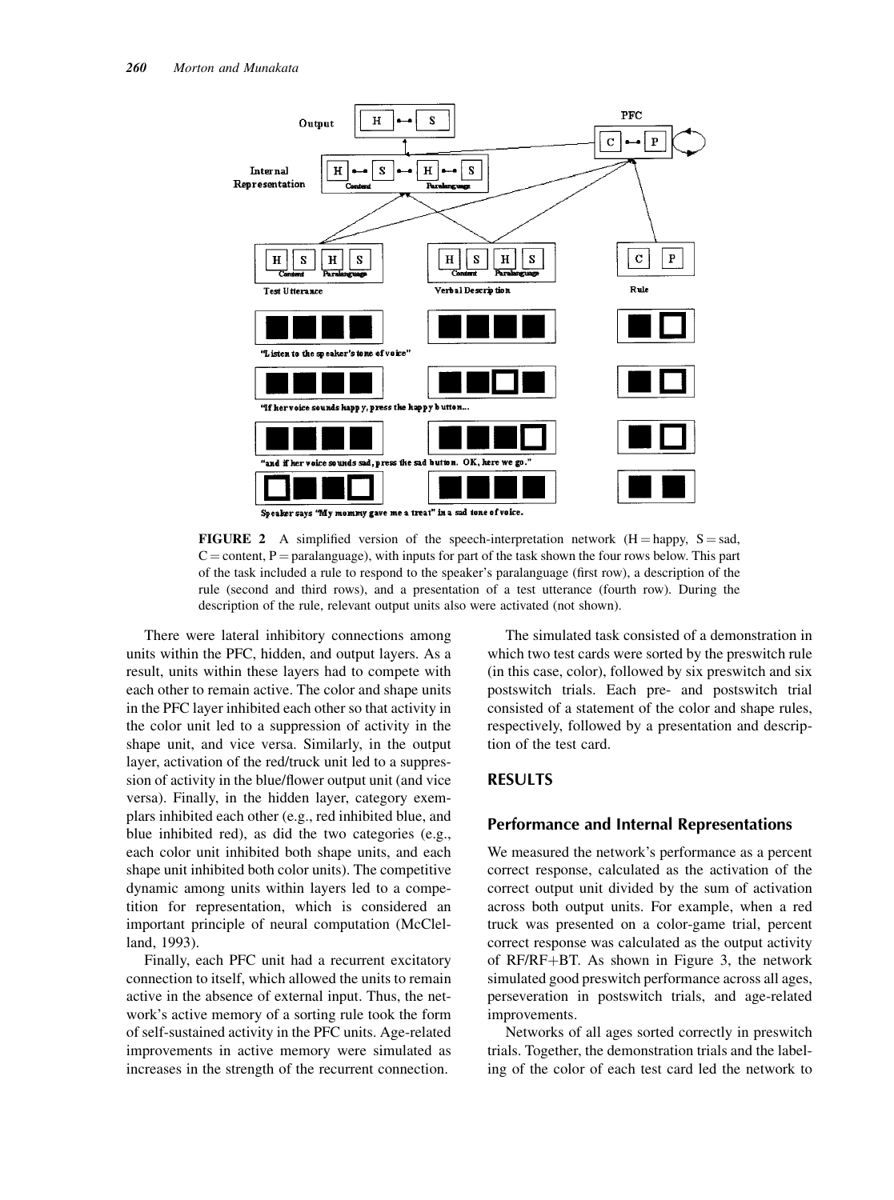Output

PFC

H S

C P

Internal Representation

H S H S

Content Paralanguage

H S H S

Content Paralanguage

Test Utterance

H S H S

Content Paralanguage

Verbal Description

C P

Rule

"Listen to the speaker's tone of voice"

"If her voice sounds happy, press the happy button...

"and if her voice sounds sad, press the sad button. OK, here we go."

Speaker says "My mommy gave me a treat" in a sad tone of voice.

**FIGURE 2** A simplified version of the speech-interpretation network (H = happy, S = sad, C = content, P = paralanguage), with inputs for part of the task shown the four rows below. This part of the task included a rule to respond to the speaker's paralanguage (first row), a description of the rule (second and third rows), and a presentation of a test utterance (fourth row). During the description of the rule, relevant output units also were activated (not shown).

There were lateral inhibitory connections among units within the PFC, hidden, and output layers. As a result, units within these layers had to compete with each other to remain active. The color and shape units in the PFC layer inhibited each other so that activity in the color unit led to a suppression of activity in the shape unit, and vice versa. Similarly, in the output layer, activation of the red/truck unit led to a suppression of activity in the blue/flower output unit (and vice versa). Finally, in the hidden layer, category exemplars inhibited each other (e.g., red inhibited blue, and blue inhibited red), as did the two categories (e.g., each color unit inhibited both shape units, and each shape unit inhibited both color units). The competitive dynamic among units within layers led to a competition for representation, which is considered an important principle of neural computation (McClelland, 1993).

Finally, each PFC unit had a recurrent excitatory connection to itself, which allowed the units to remain active in the absence of external input. Thus, the network's active memory of a sorting rule took the form of self-sustained activity in the PFC units. Age-related improvements in active memory were simulated as increases in the strength of the recurrent connection.

The simulated task consisted of a demonstration in which two test cards were sorted by the preswitch rule (in this case, color), followed by six preswitch and six postswitch trials. Each pre- and postswitch trial consisted of a statement of the color and shape rules, respectively, followed by a presentation and description of the test card.

## RESULTS

### Performance and Internal Representations

We measured the network's performance as a percent correct response, calculated as the activation of the correct output unit divided by the sum of activation across both output units. For example, when a red truck was presented on a color-game trial, percent correct response was calculated as the output activity of RF/RF+BT. As shown in Figure 3, the network simulated good preswitch performance across all ages, perseveration in postswitch trials, and age-related improvements.

Networks of all ages sorted correctly in preswitch trials. Together, the demonstration trials and the labeling of the color of each test card led the network to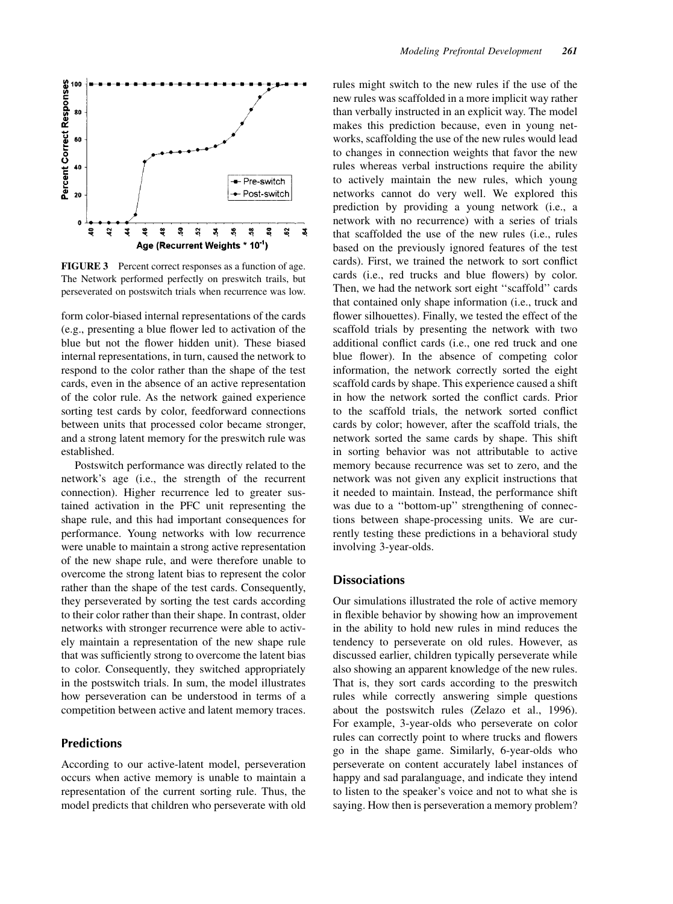**FIGURE 3** Percent correct responses as a function of age. The Network performed perfectly on preswitch trails, but perseverated on postswitch trials when recurrence was low.

form color-biased internal representations of the cards (e.g., presenting a blue flower led to activation of the blue but not the flower hidden unit). These biased internal representations, in turn, caused the network to respond to the color rather than the shape of the test cards, even in the absence of an active representation of the color rule. As the network gained experience sorting test cards by color, feedforward connections between units that processed color became stronger, and a strong latent memory for the preswitch rule was established.

Postswitch performance was directly related to the network's age (i.e., the strength of the recurrent connection). Higher recurrence led to greater sustained activation in the PFC unit representing the shape rule, and this had important consequences for performance. Young networks with low recurrence were unable to maintain a strong active representation of the new shape rule, and were therefore unable to overcome the strong latent bias to represent the color rather than the shape of the test cards. Consequently, they perseverated by sorting the test cards according to their color rather than their shape. In contrast, older networks with stronger recurrence were able to actively maintain a representation of the new shape rule that was sufficiently strong to overcome the latent bias to color. Consequently, they switched appropriately in the postswitch trials. In sum, the model illustrates how perseveration can be understood in terms of a competition between active and latent memory traces.

## Predictions

According to our active-latent model, perseveration occurs when active memory is unable to maintain a representation of the current sorting rule. Thus, the model predicts that children who perseverate with old rules might switch to the new rules if the use of the new rules was scaffolded in a more implicit way rather than verbally instructed in an explicit way. The model makes this prediction because, even in young networks, scaffolding the use of the new rules would lead to changes in connection weights that favor the new rules whereas verbal instructions require the ability to actively maintain the new rules, which young networks cannot do very well. We explored this prediction by providing a young network (i.e., a network with no recurrence) with a series of trials that scaffolded the use of the new rules (i.e., rules based on the previously ignored features of the test cards). First, we trained the network to sort conflict cards (i.e., red trucks and blue flowers) by color. Then, we had the network sort eight ''scaffold'' cards that contained only shape information (i.e., truck and flower silhouettes). Finally, we tested the effect of the scaffold trials by presenting the network with two additional conflict cards (i.e., one red truck and one blue flower). In the absence of competing color information, the network correctly sorted the eight scaffold cards by shape. This experience caused a shift in how the network sorted the conflict cards. Prior to the scaffold trials, the network sorted conflict cards by color; however, after the scaffold trials, the network sorted the same cards by shape. This shift in sorting behavior was not attributable to active memory because recurrence was set to zero, and the network was not given any explicit instructions that it needed to maintain. Instead, the performance shift was due to a ''bottom-up'' strengthening of connections between shape-processing units. We are currently testing these predictions in a behavioral study involving 3-year-olds.

## Dissociations

Our simulations illustrated the role of active memory in flexible behavior by showing how an improvement in the ability to hold new rules in mind reduces the tendency to perseverate on old rules. However, as discussed earlier, children typically perseverate while also showing an apparent knowledge of the new rules. That is, they sort cards according to the preswitch rules while correctly answering simple questions about the postswitch rules (Zelazo et al., 1996). For example, 3-year-olds who perseverate on color rules can correctly point to where trucks and flowers go in the shape game. Similarly, 6-year-olds who perseverate on content accurately label instances of happy and sad paralanguage, and indicate they intend to listen to the speaker's voice and not to what she is saying. How then is perseveration a memory problem?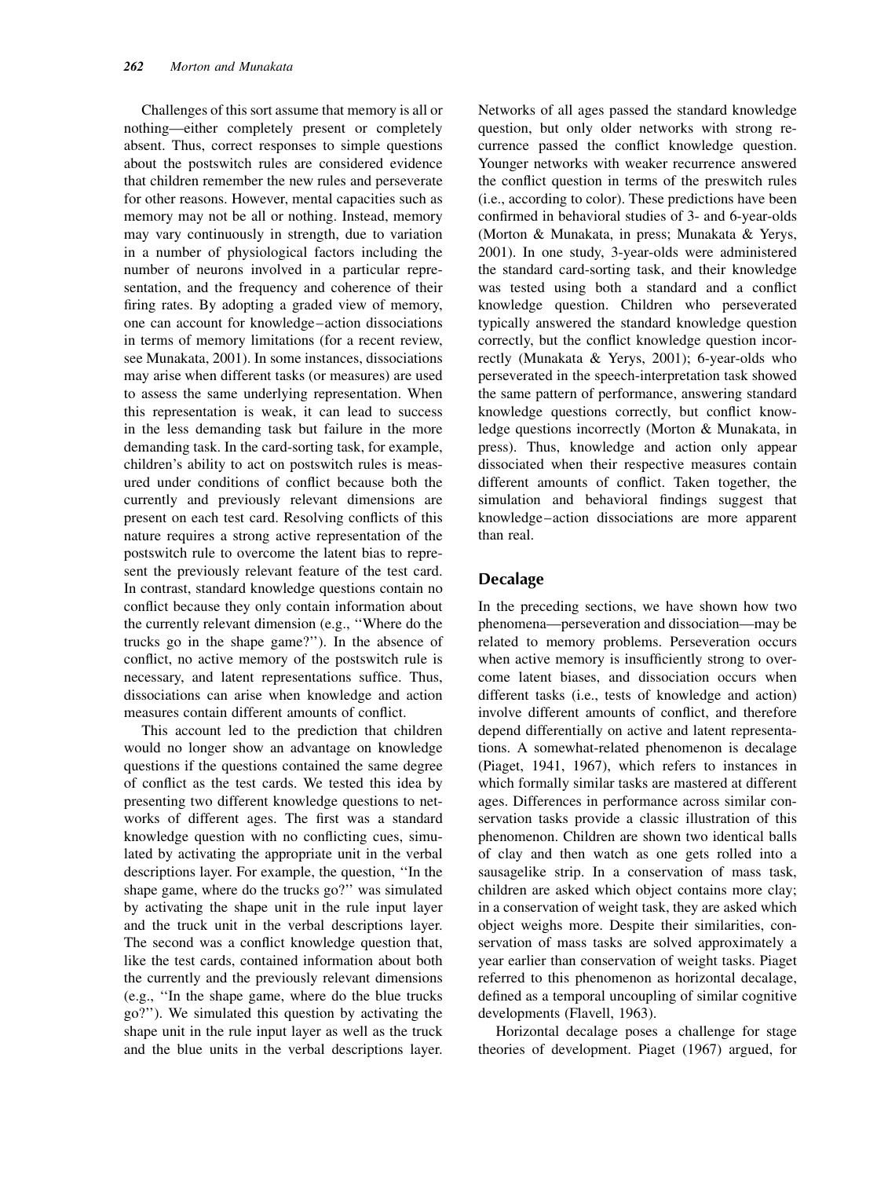Challenges of this sort assume that memory is all or nothing—either completely present or completely absent. Thus, correct responses to simple questions about the postswitch rules are considered evidence that children remember the new rules and perseverate for other reasons. However, mental capacities such as memory may not be all or nothing. Instead, memory may vary continuously in strength, due to variation in a number of physiological factors including the number of neurons involved in a particular representation, and the frequency and coherence of their firing rates. By adopting a graded view of memory, one can account for knowledge–action dissociations in terms of memory limitations (for a recent review, see Munakata, 2001). In some instances, dissociations may arise when different tasks (or measures) are used to assess the same underlying representation. When this representation is weak, it can lead to success in the less demanding task but failure in the more demanding task. In the card-sorting task, for example, children's ability to act on postswitch rules is measured under conditions of conflict because both the currently and previously relevant dimensions are present on each test card. Resolving conflicts of this nature requires a strong active representation of the postswitch rule to overcome the latent bias to represent the previously relevant feature of the test card. In contrast, standard knowledge questions contain no conflict because they only contain information about the currently relevant dimension (e.g., ''Where do the trucks go in the shape game?''). In the absence of conflict, no active memory of the postswitch rule is necessary, and latent representations suffice. Thus, dissociations can arise when knowledge and action measures contain different amounts of conflict.

This account led to the prediction that children would no longer show an advantage on knowledge questions if the questions contained the same degree of conflict as the test cards. We tested this idea by presenting two different knowledge questions to networks of different ages. The first was a standard knowledge question with no conflicting cues, simulated by activating the appropriate unit in the verbal descriptions layer. For example, the question, ''In the shape game, where do the trucks go?'' was simulated by activating the shape unit in the rule input layer and the truck unit in the verbal descriptions layer. The second was a conflict knowledge question that, like the test cards, contained information about both the currently and the previously relevant dimensions (e.g., ''In the shape game, where do the blue trucks go?''). We simulated this question by activating the shape unit in the rule input layer as well as the truck and the blue units in the verbal descriptions layer. Networks of all ages passed the standard knowledge question, but only older networks with strong recurrence passed the conflict knowledge question. Younger networks with weaker recurrence answered the conflict question in terms of the preswitch rules (i.e., according to color). These predictions have been confirmed in behavioral studies of 3- and 6-year-olds (Morton & Munakata, in press; Munakata & Yerys, 2001). In one study, 3-year-olds were administered the standard card-sorting task, and their knowledge was tested using both a standard and a conflict knowledge question. Children who perseverated typically answered the standard knowledge question correctly, but the conflict knowledge question incorrectly (Munakata & Yerys, 2001); 6-year-olds who perseverated in the speech-interpretation task showed the same pattern of performance, answering standard knowledge questions correctly, but conflict knowledge questions incorrectly (Morton & Munakata, in press). Thus, knowledge and action only appear dissociated when their respective measures contain different amounts of conflict. Taken together, the simulation and behavioral findings suggest that knowledge–action dissociations are more apparent than real.

## Decalage

In the preceding sections, we have shown how two phenomena—perseveration and dissociation—may be related to memory problems. Perseveration occurs when active memory is insufficiently strong to overcome latent biases, and dissociation occurs when different tasks (i.e., tests of knowledge and action) involve different amounts of conflict, and therefore depend differentially on active and latent representations. A somewhat-related phenomenon is decalage (Piaget, 1941, 1967), which refers to instances in which formally similar tasks are mastered at different ages. Differences in performance across similar conservation tasks provide a classic illustration of this phenomenon. Children are shown two identical balls of clay and then watch as one gets rolled into a sausagelike strip. In a conservation of mass task, children are asked which object contains more clay; in a conservation of weight task, they are asked which object weighs more. Despite their similarities, conservation of mass tasks are solved approximately a year earlier than conservation of weight tasks. Piaget referred to this phenomenon as horizontal decalage, defined as a temporal uncoupling of similar cognitive developments (Flavell, 1963).

Horizontal decalage poses a challenge for stage theories of development. Piaget (1967) argued, for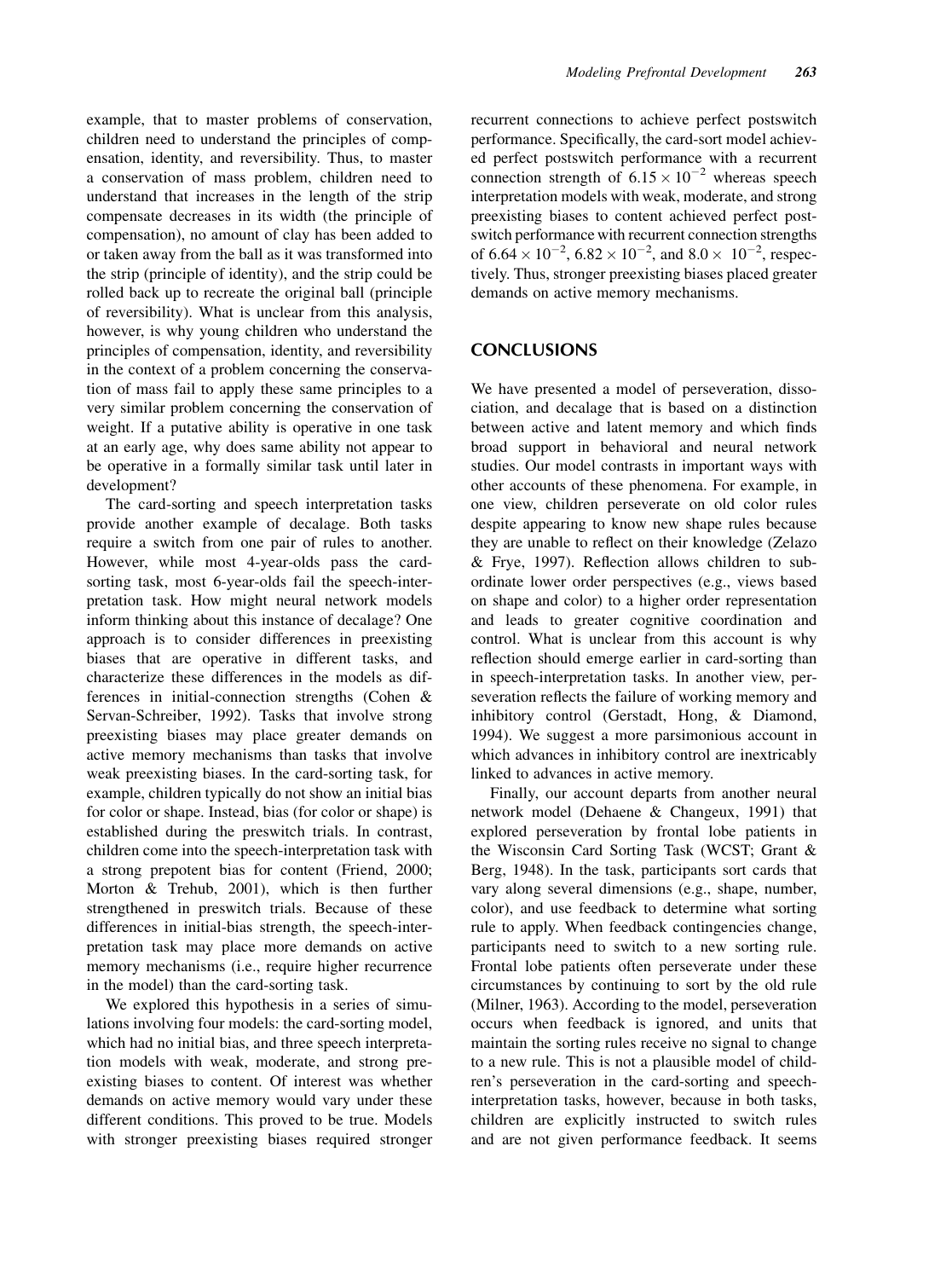example, that to master problems of conservation, children need to understand the principles of compensation, identity, and reversibility. Thus, to master a conservation of mass problem, children need to understand that increases in the length of the strip compensate decreases in its width (the principle of compensation), no amount of clay has been added to or taken away from the ball as it was transformed into the strip (principle of identity), and the strip could be rolled back up to recreate the original ball (principle of reversibility). What is unclear from this analysis, however, is why young children who understand the principles of compensation, identity, and reversibility in the context of a problem concerning the conservation of mass fail to apply these same principles to a very similar problem concerning the conservation of weight. If a putative ability is operative in one task at an early age, why does same ability not appear to be operative in a formally similar task until later in development?

The card-sorting and speech interpretation tasks provide another example of decalage. Both tasks require a switch from one pair of rules to another. However, while most 4-year-olds pass the card-sorting task, most 6-year-olds fail the speech-interpretation task. How might neural network models inform thinking about this instance of decalage? One approach is to consider differences in preexisting biases that are operative in different tasks, and characterize these differences in the models as differences in initial-connection strengths (Cohen & Servan-Schreiber, 1992). Tasks that involve strong preexisting biases may place greater demands on active memory mechanisms than tasks that involve weak preexisting biases. In the card-sorting task, for example, children typically do not show an initial bias for color or shape. Instead, bias (for color or shape) is established during the preswitch trials. In contrast, children come into the speech-interpretation task with a strong prepotent bias for content (Friend, 2000; Morton & Trehub, 2001), which is then further strengthened in preswitch trials. Because of these differences in initial-bias strength, the speech-interpretation task may place more demands on active memory mechanisms (i.e., require higher recurrence in the model) than the card-sorting task.

We explored this hypothesis in a series of simulations involving four models: the card-sorting model, which had no initial bias, and three speech interpretation models with weak, moderate, and strong preexisting biases to content. Of interest was whether demands on active memory would vary under these different conditions. This proved to be true. Models with stronger preexisting biases required stronger recurrent connections to achieve perfect postswitch performance. Specifically, the card-sort model achieved perfect postswitch performance with a recurrent connection strength of $6.15 \times 10^{-2}$ whereas speech interpretation models with weak, moderate, and strong preexisting biases to content achieved perfect postswitch performance with recurrent connection strengths of $6.64 \times 10^{-2}$, $6.82 \times 10^{-2}$, and $8.0 \times 10^{-2}$, respectively. Thus, stronger preexisting biases placed greater demands on active memory mechanisms.

## CONCLUSIONS

We have presented a model of perseveration, dissociation, and decalage that is based on a distinction between active and latent memory and which finds broad support in behavioral and neural network studies. Our model contrasts in important ways with other accounts of these phenomena. For example, in one view, children perseverate on old color rules despite appearing to know new shape rules because they are unable to reflect on their knowledge (Zelazo & Frye, 1997). Reflection allows children to subordinate lower order perspectives (e.g., views based on shape and color) to a higher order representation and leads to greater cognitive coordination and control. What is unclear from this account is why reflection should emerge earlier in card-sorting than in speech-interpretation tasks. In another view, perseveration reflects the failure of working memory and inhibitory control (Gerstadt, Hong, & Diamond, 1994). We suggest a more parsimonious account in which advances in inhibitory control are inextricably linked to advances in active memory.

Finally, our account departs from another neural network model (Dehaene & Changeux, 1991) that explored perseveration by frontal lobe patients in the Wisconsin Card Sorting Task (WCST; Grant & Berg, 1948). In the task, participants sort cards that vary along several dimensions (e.g., shape, number, color), and use feedback to determine what sorting rule to apply. When feedback contingencies change, participants need to switch to a new sorting rule. Frontal lobe patients often perseverate under these circumstances by continuing to sort by the old rule (Milner, 1963). According to the model, perseveration occurs when feedback is ignored, and units that maintain the sorting rules receive no signal to change to a new rule. This is not a plausible model of children's perseveration in the card-sorting and speech-interpretation tasks, however, because in both tasks, children are explicitly instructed to switch rules and are not given performance feedback. It seems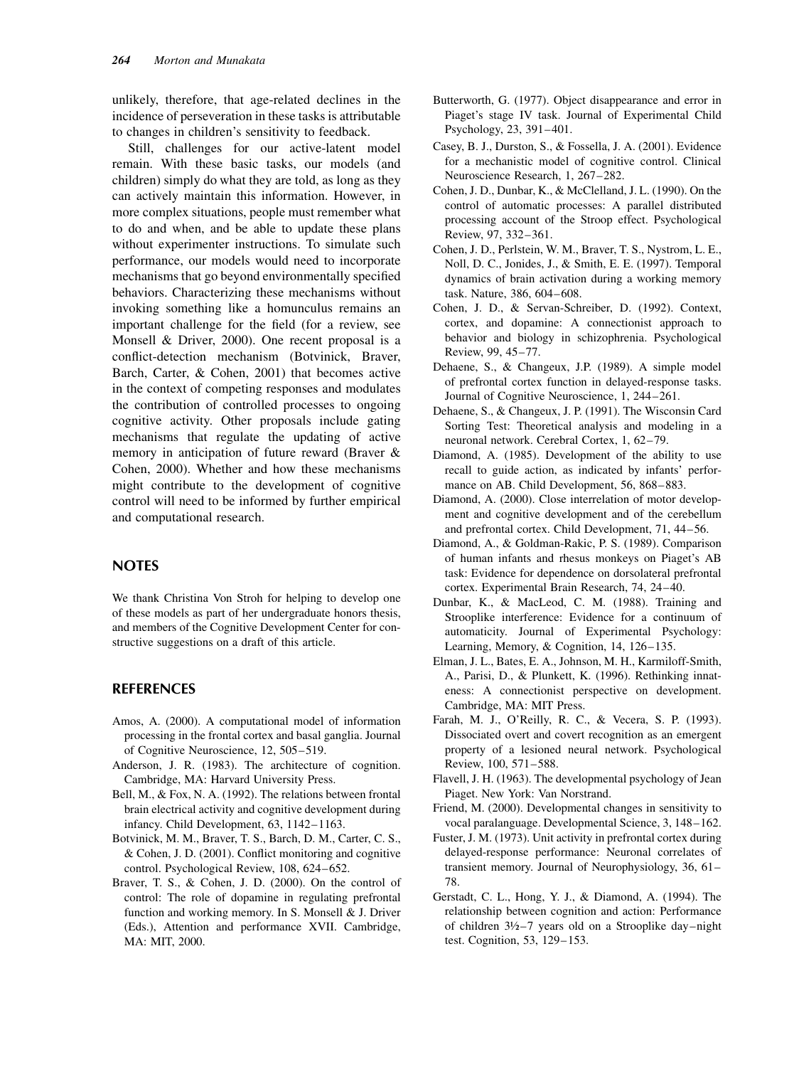unlikely, therefore, that age-related declines in the incidence of perseveration in these tasks is attributable to changes in children's sensitivity to feedback.

Still, challenges for our active-latent model remain. With these basic tasks, our models (and children) simply do what they are told, as long as they can actively maintain this information. However, in more complex situations, people must remember what to do and when, and be able to update these plans without experimenter instructions. To simulate such performance, our models would need to incorporate mechanisms that go beyond environmentally specified behaviors. Characterizing these mechanisms without invoking something like a homunculus remains an important challenge for the field (for a review, see Monsell & Driver, 2000). One recent proposal is a conflict-detection mechanism (Botvinick, Braver, Barch, Carter, & Cohen, 2001) that becomes active in the context of competing responses and modulates the contribution of controlled processes to ongoing cognitive activity. Other proposals include gating mechanisms that regulate the updating of active memory in anticipation of future reward (Braver & Cohen, 2000). Whether and how these mechanisms might contribute to the development of cognitive control will need to be informed by further empirical and computational research.

## NOTES

We thank Christina Von Stroh for helping to develop one of these models as part of her undergraduate honors thesis, and members of the Cognitive Development Center for constructive suggestions on a draft of this article.

## REFERENCES

- Amos, A. (2000). A computational model of information processing in the frontal cortex and basal ganglia. Journal of Cognitive Neuroscience, 12, 505–519.
- Anderson, J. R. (1983). The architecture of cognition. Cambridge, MA: Harvard University Press.
- Bell, M., & Fox, N. A. (1992). The relations between frontal brain electrical activity and cognitive development during infancy. Child Development, 63, 1142–1163.
- Botvinick, M. M., Braver, T. S., Barch, D. M., Carter, C. S., & Cohen, J. D. (2001). Conflict monitoring and cognitive control. Psychological Review, 108, 624–652.
- Braver, T. S., & Cohen, J. D. (2000). On the control of control: The role of dopamine in regulating prefrontal function and working memory. In S. Monsell & J. Driver (Eds.), Attention and performance XVII. Cambridge, MA: MIT, 2000.
- Butterworth, G. (1977). Object disappearance and error in Piaget's stage IV task. Journal of Experimental Child Psychology, 23, 391–401.
- Casey, B. J., Durston, S., & Fossella, J. A. (2001). Evidence for a mechanistic model of cognitive control. Clinical Neuroscience Research, 1, 267–282.
- Cohen, J. D., Dunbar, K., & McClelland, J. L. (1990). On the control of automatic processes: A parallel distributed processing account of the Stroop effect. Psychological Review, 97, 332–361.
- Cohen, J. D., Perlstein, W. M., Braver, T. S., Nystrom, L. E., Noll, D. C., Jonides, J., & Smith, E. E. (1997). Temporal dynamics of brain activation during a working memory task. Nature, 386, 604–608.
- Cohen, J. D., & Servan-Schreiber, D. (1992). Context, cortex, and dopamine: A connectionist approach to behavior and biology in schizophrenia. Psychological Review, 99, 45–77.
- Dehaene, S., & Changeux, J.P. (1989). A simple model of prefrontal cortex function in delayed-response tasks. Journal of Cognitive Neuroscience, 1, 244–261.
- Dehaene, S., & Changeux, J. P. (1991). The Wisconsin Card Sorting Test: Theoretical analysis and modeling in a neuronal network. Cerebral Cortex, 1, 62–79.
- Diamond, A. (1985). Development of the ability to use recall to guide action, as indicated by infants' performance on AB. Child Development, 56, 868–883.
- Diamond, A. (2000). Close interrelation of motor development and cognitive development and of the cerebellum and prefrontal cortex. Child Development, 71, 44–56.
- Diamond, A., & Goldman-Rakic, P. S. (1989). Comparison of human infants and rhesus monkeys on Piaget's AB task: Evidence for dependence on dorsolateral prefrontal cortex. Experimental Brain Research, 74, 24–40.
- Dunbar, K., & MacLeod, C. M. (1988). Training and Strooplike interference: Evidence for a continuum of automaticity. Journal of Experimental Psychology: Learning, Memory, & Cognition, 14, 126–135.
- Elman, J. L., Bates, E. A., Johnson, M. H., Karmiloff-Smith, A., Parisi, D., & Plunkett, K. (1996). Rethinking innateness: A connectionist perspective on development. Cambridge, MA: MIT Press.
- Farah, M. J., O'Reilly, R. C., & Vecera, S. P. (1993). Dissociated overt and covert recognition as an emergent property of a lesioned neural network. Psychological Review, 100, 571–588.
- Flavell, J. H. (1963). The developmental psychology of Jean Piaget. New York: Van Norstrand.
- Friend, M. (2000). Developmental changes in sensitivity to vocal paralanguage. Developmental Science, 3, 148–162.
- Fuster, J. M. (1973). Unit activity in prefrontal cortex during delayed-response performance: Neuronal correlates of transient memory. Journal of Neurophysiology, 36, 61–78.
- Gerstadt, C. L., Hong, Y. J., & Diamond, A. (1994). The relationship between cognition and action: Performance of children 3½–7 years old on a Strooplike day–night test. Cognition, 53, 129–153.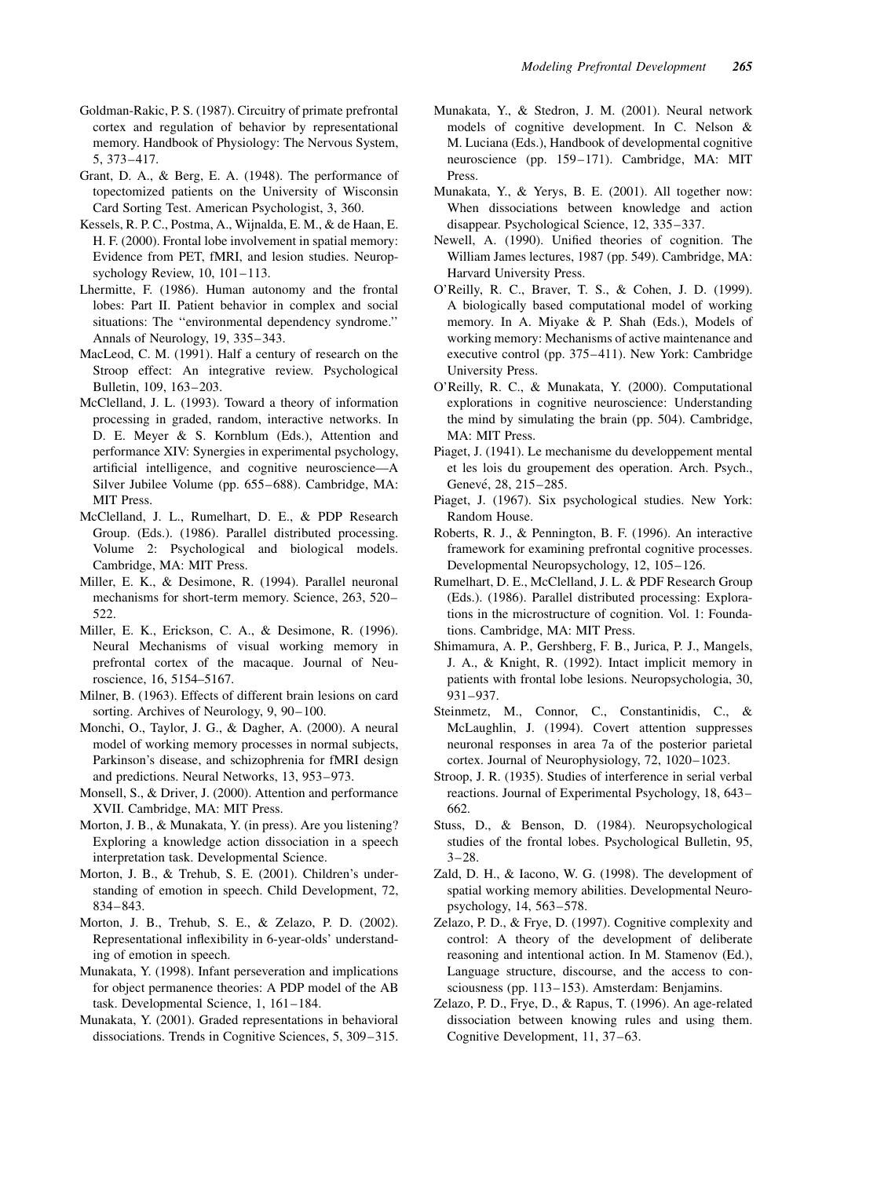Goldman-Rakic, P. S. (1987). Circuitry of primate prefrontal cortex and regulation of behavior by representational memory. Handbook of Physiology: The Nervous System, 5, 373–417.

Grant, D. A., & Berg, E. A. (1948). The performance of topectomized patients on the University of Wisconsin Card Sorting Test. American Psychologist, 3, 360.

Kessels, R. P. C., Postma, A., Wijnalda, E. M., & de Haan, E. H. F. (2000). Frontal lobe involvement in spatial memory: Evidence from PET, fMRI, and lesion studies. Neuropsychology Review, 10, 101–113.

Lhermitte, F. (1986). Human autonomy and the frontal lobes: Part II. Patient behavior in complex and social situations: The ''environmental dependency syndrome.'' Annals of Neurology, 19, 335–343.

MacLeod, C. M. (1991). Half a century of research on the Stroop effect: An integrative review. Psychological Bulletin, 109, 163–203.

McClelland, J. L. (1993). Toward a theory of information processing in graded, random, interactive networks. In D. E. Meyer & S. Kornblum (Eds.), Attention and performance XIV: Synergies in experimental psychology, artificial intelligence, and cognitive neuroscience—A Silver Jubilee Volume (pp. 655–688). Cambridge, MA: MIT Press.

McClelland, J. L., Rumelhart, D. E., & PDP Research Group. (Eds.). (1986). Parallel distributed processing. Volume 2: Psychological and biological models. Cambridge, MA: MIT Press.

Miller, E. K., & Desimone, R. (1994). Parallel neuronal mechanisms for short-term memory. Science, 263, 520–522.

Miller, E. K., Erickson, C. A., & Desimone, R. (1996). Neural Mechanisms of visual working memory in prefrontal cortex of the macaque. Journal of Neuroscience, 16, 5154–5167.

Milner, B. (1963). Effects of different brain lesions on card sorting. Archives of Neurology, 9, 90–100.

Monchi, O., Taylor, J. G., & Dagher, A. (2000). A neural model of working memory processes in normal subjects, Parkinson's disease, and schizophrenia for fMRI design and predictions. Neural Networks, 13, 953–973.

Monsell, S., & Driver, J. (2000). Attention and performance XVII. Cambridge, MA: MIT Press.

Morton, J. B., & Munakata, Y. (in press). Are you listening? Exploring a knowledge action dissociation in a speech interpretation task. Developmental Science.

Morton, J. B., & Trehub, S. E. (2001). Children's understanding of emotion in speech. Child Development, 72, 834–843.

Morton, J. B., Trehub, S. E., & Zelazo, P. D. (2002). Representational inflexibility in 6-year-olds' understanding of emotion in speech.

Munakata, Y. (1998). Infant perseveration and implications for object permanence theories: A PDP model of the AB task. Developmental Science, 1, 161–184.

Munakata, Y. (2001). Graded representations in behavioral dissociations. Trends in Cognitive Sciences, 5, 309–315.

Munakata, Y., & Stedron, J. M. (2001). Neural network models of cognitive development. In C. Nelson & M. Luciana (Eds.), Handbook of developmental cognitive neuroscience (pp. 159–171). Cambridge, MA: MIT Press.

Munakata, Y., & Yerys, B. E. (2001). All together now: When dissociations between knowledge and action disappear. Psychological Science, 12, 335–337.

Newell, A. (1990). Unified theories of cognition. The William James lectures, 1987 (pp. 549). Cambridge, MA: Harvard University Press.

O'Reilly, R. C., Braver, T. S., & Cohen, J. D. (1999). A biologically based computational model of working memory. In A. Miyake & P. Shah (Eds.), Models of working memory: Mechanisms of active maintenance and executive control (pp. 375–411). New York: Cambridge University Press.

O'Reilly, R. C., & Munakata, Y. (2000). Computational explorations in cognitive neuroscience: Understanding the mind by simulating the brain (pp. 504). Cambridge, MA: MIT Press.

Piaget, J. (1941). Le mechanisme du developpement mental et les lois du groupement des operation. Arch. Psych., Genevé, 28, 215–285.

Piaget, J. (1967). Six psychological studies. New York: Random House.

Roberts, R. J., & Pennington, B. F. (1996). An interactive framework for examining prefrontal cognitive processes. Developmental Neuropsychology, 12, 105–126.

Rumelhart, D. E., McClelland, J. L. & PDF Research Group (Eds.). (1986). Parallel distributed processing: Explorations in the microstructure of cognition. Vol. 1: Foundations. Cambridge, MA: MIT Press.

Shimamura, A. P., Gershberg, F. B., Jurica, P. J., Mangels, J. A., & Knight, R. (1992). Intact implicit memory in patients with frontal lobe lesions. Neuropsychologia, 30, 931–937.

Steinmetz, M., Connor, C., Constantinidis, C., & McLaughlin, J. (1994). Covert attention suppresses neuronal responses in area 7a of the posterior parietal cortex. Journal of Neurophysiology, 72, 1020–1023.

Stroop, J. R. (1935). Studies of interference in serial verbal reactions. Journal of Experimental Psychology, 18, 643–662.

Stuss, D., & Benson, D. (1984). Neuropsychological studies of the frontal lobes. Psychological Bulletin, 95, 3–28.

Zald, D. H., & Iacono, W. G. (1998). The development of spatial working memory abilities. Developmental Neuropsychology, 14, 563–578.

Zelazo, P. D., & Frye, D. (1997). Cognitive complexity and control: A theory of the development of deliberate reasoning and intentional action. In M. Stamenov (Ed.), Language structure, discourse, and the access to consciousness (pp. 113–153). Amsterdam: Benjamins.

Zelazo, P. D., Frye, D., & Rapus, T. (1996). An age-related dissociation between knowing rules and using them. Cognitive Development, 11, 37–63.